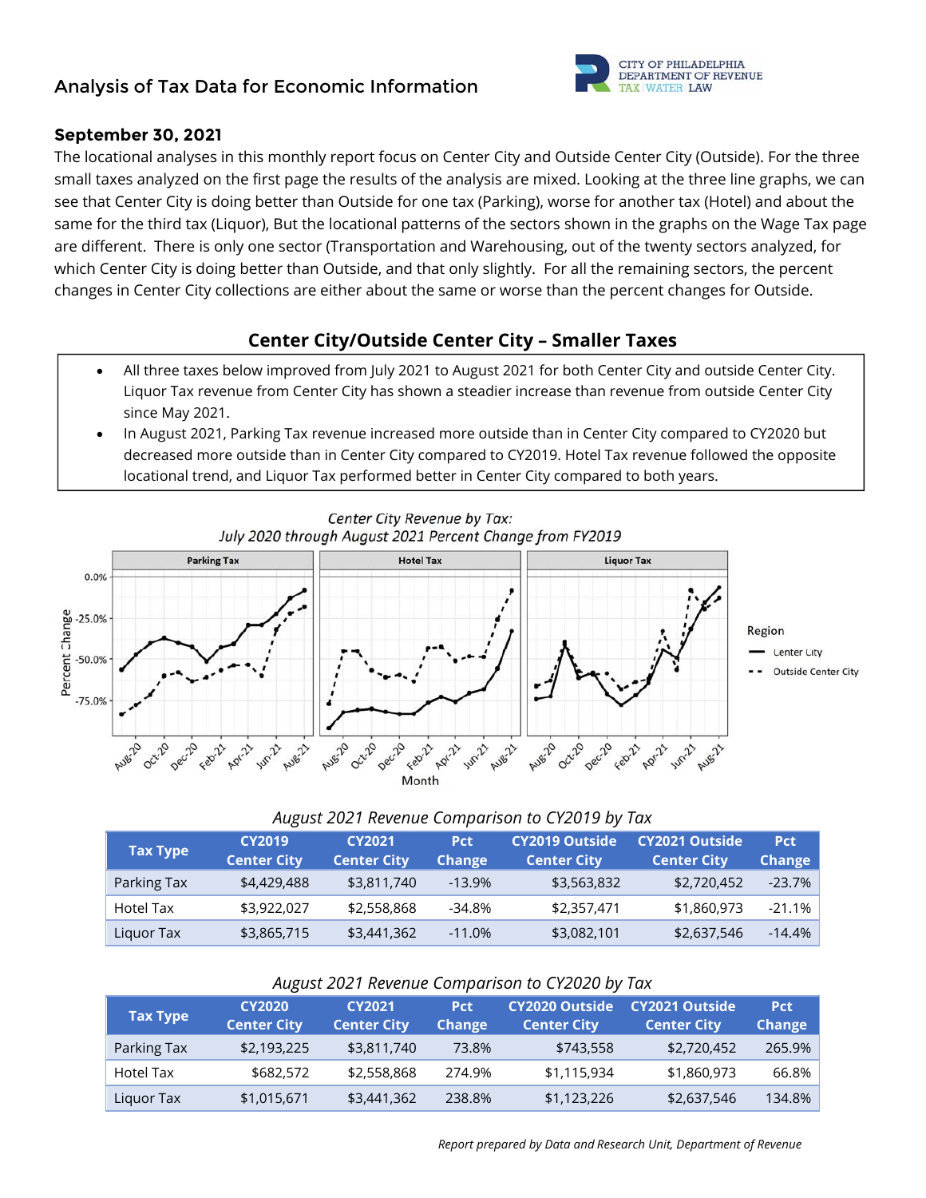# Analysis of Tax Data for Economic Information

CITY OF PHILADELPHIA DEPARTMENT OF REVENUE TAX | WATER | LAW

## September 30, 2021

The locational analyses in this monthly report focus on Center City and Outside Center City (Outside). For the three small taxes analyzed on the first page the results of the analysis are mixed. Looking at the three line graphs, we can see that Center City is doing better than Outside for one tax (Parking), worse for another tax (Hotel) and about the same for the third tax (Liquor), But the locational patterns of the sectors shown in the graphs on the Wage Tax page are different. There is only one sector (Transportation and Warehousing, out of the twenty sectors analyzed, for which Center City is doing better than Outside, and that only slightly. For all the remaining sectors, the percent changes in Center City collections are either about the same or worse than the percent changes for Outside.

## Center City/Outside Center City – Smaller Taxes

- All three taxes below improved from July 2021 to August 2021 for both Center City and outside Center City. Liquor Tax revenue from Center City has shown a steadier increase than revenue from outside Center City since May 2021.
- In August 2021, Parking Tax revenue increased more outside than in Center City compared to CY2020 but decreased more outside than in Center City compared to CY2019. Hotel Tax revenue followed the opposite locational trend, and Liquor Tax performed better in Center City compared to both years.

*Center City Revenue by Tax: July 2020 through August 2021 Percent Change from FY2019*

*August 2021 Revenue Comparison to CY2019 by Tax*

| Tax Type | CY2019 Center City | CY2021 Center City | Pct Change | CY2019 Outside Center City | CY2021 Outside Center City | Pct Change |
|---|---|---|---|---|---|---|
| Parking Tax | $4,429,488 | $3,811,740 | -13.9% | $3,563,832 | $2,720,452 | -23.7% |
| Hotel Tax | $3,922,027 | $2,558,868 | -34.8% | $2,357,471 | $1,860,973 | -21.1% |
| Liquor Tax | $3,865,715 | $3,441,362 | -11.0% | $3,082,101 | $2,637,546 | -14.4% |

*August 2021 Revenue Comparison to CY2020 by Tax*

| Tax Type | CY2020 Center City | CY2021 Center City | Pct Change | CY2020 Outside Center City | CY2021 Outside Center City | Pct Change |
|---|---|---|---|---|---|---|
| Parking Tax | $2,193,225 | $3,811,740 | 73.8% | $743,558 | $2,720,452 | 265.9% |
| Hotel Tax | $682,572 | $2,558,868 | 274.9% | $1,115,934 | $1,860,973 | 66.8% |
| Liquor Tax | $1,015,671 | $3,441,362 | 238.8% | $1,123,226 | $2,637,546 | 134.8% |

*Report prepared by Data and Research Unit, Department of Revenue*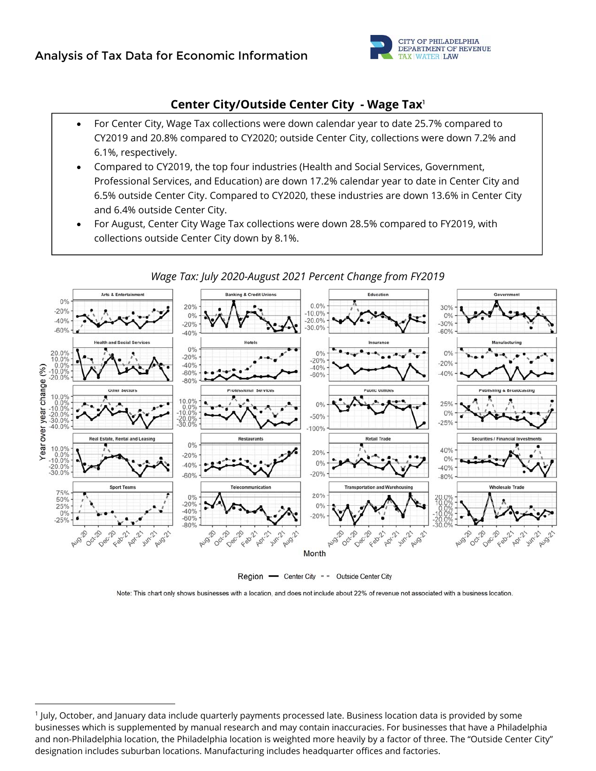## Center City/Outside Center City - Wage Tax[1]

- For Center City, Wage Tax collections were down calendar year to date 25.7% compared to CY2019 and 20.8% compared to CY2020; outside Center City, collections were down 7.2% and 6.1%, respectively.
- Compared to CY2019, the top four industries (Health and Social Services, Government, Professional Services, and Education) are down 17.2% calendar year to date in Center City and 6.5% outside Center City. Compared to CY2020, these industries are down 13.6% in Center City and 6.4% outside Center City.
- For August, Center City Wage Tax collections were down 28.5% compared to FY2019, with collections outside Center City down by 8.1%.

*Wage Tax: July 2020-August 2021 Percent Change from FY2019*

Note: This chart only shows businesses with a location, and does not include about 22% of revenue not associated with a business location.

---

[1] July, October, and January data include quarterly payments processed late. Business location data is provided by some businesses which is supplemented by manual research and may contain inaccuracies. For businesses that have a Philadelphia and non-Philadelphia location, the Philadelphia location is weighted more heavily by a factor of three. The "Outside Center City" designation includes suburban locations. Manufacturing includes headquarter offices and factories.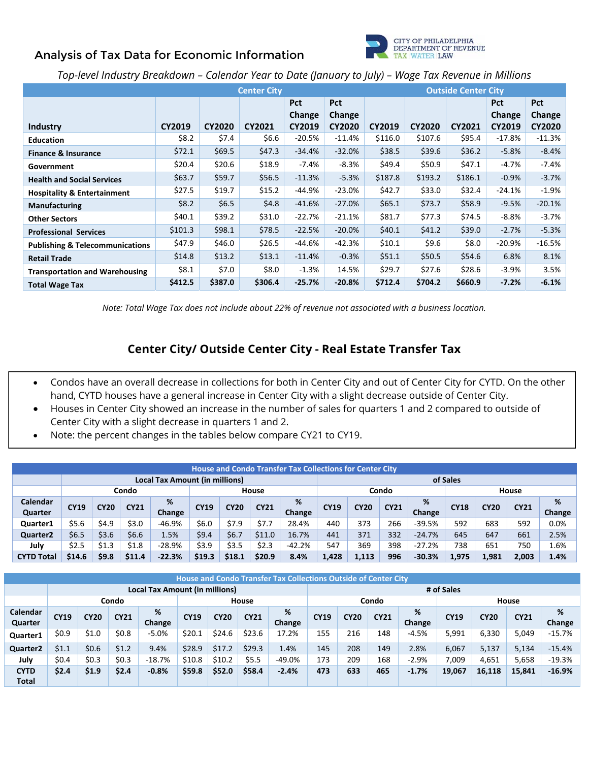## Analysis of Tax Data for Economic Information

CITY OF PHILADELPHIA
DEPARTMENT OF REVENUE
TAX | WATER | LAW

*Top-level Industry Breakdown – Calendar Year to Date (January to July) – Wage Tax Revenue in Millions*

| | Center City | | | | | Outside Center City | | | | |
|---|---|---|---|---|---|---|---|---|---|---|
| **Industry** | **CY2019** | **CY2020** | **CY2021** | **Pct Change CY2019** | **Pct Change CY2020** | **CY2019** | **CY2020** | **CY2021** | **Pct Change CY2019** | **Pct Change CY2020** |
| Education | $8.2 | $7.4 | $6.6 | -20.5% | -11.4% | $116.0 | $107.6 | $95.4 | -17.8% | -11.3% |
| Finance & Insurance | $72.1 | $69.5 | $47.3 | -34.4% | -32.0% | $38.5 | $39.6 | $36.2 | -5.8% | -8.4% |
| Government | $20.4 | $20.6 | $18.9 | -7.4% | -8.3% | $49.4 | $50.9 | $47.1 | -4.7% | -7.4% |
| Health and Social Services | $63.7 | $59.7 | $56.5 | -11.3% | -5.3% | $187.8 | $193.2 | $186.1 | -0.9% | -3.7% |
| Hospitality & Entertainment | $27.5 | $19.7 | $15.2 | -44.9% | -23.0% | $42.7 | $33.0 | $32.4 | -24.1% | -1.9% |
| Manufacturing | $8.2 | $6.5 | $4.8 | -41.6% | -27.0% | $65.1 | $73.7 | $58.9 | -9.5% | -20.1% |
| Other Sectors | $40.1 | $39.2 | $31.0 | -22.7% | -21.1% | $81.7 | $77.3 | $74.5 | -8.8% | -3.7% |
| Professional Services | $101.3 | $98.1 | $78.5 | -22.5% | -20.0% | $40.1 | $41.2 | $39.0 | -2.7% | -5.3% |
| Publishing & Telecommunications | $47.9 | $46.0 | $26.5 | -44.6% | -42.3% | $10.1 | $9.6 | $8.0 | -20.9% | -16.5% |
| Retail Trade | $14.8 | $13.2 | $13.1 | -11.4% | -0.3% | $51.1 | $50.5 | $54.6 | 6.8% | 8.1% |
| Transportation and Warehousing | $8.1 | $7.0 | $8.0 | -1.3% | 14.5% | $29.7 | $27.6 | $28.6 | -3.9% | 3.5% |
| **Total Wage Tax** | **$412.5** | **$387.0** | **$306.4** | **-25.7%** | **-20.8%** | **$712.4** | **$704.2** | **$660.9** | **-7.2%** | **-6.1%** |

*Note: Total Wage Tax does not include about 22% of revenue not associated with a business location.*

## Center City/ Outside Center City - Real Estate Transfer Tax

- Condos have an overall decrease in collections for both in Center City and out of Center City for CYTD. On the other hand, CYTD houses have a general increase in Center City with a slight decrease outside of Center City.
- Houses in Center City showed an increase in the number of sales for quarters 1 and 2 compared to outside of Center City with a slight decrease in quarters 1 and 2.
- Note: the percent changes in the tables below compare CY21 to CY19.

**House and Condo Transfer Tax Collections for Center City**

| | Local Tax Amount (in millions) | | | | | | | | of Sales | | | | | | | |
|---|---|---|---|---|---|---|---|---|---|---|---|---|---|---|---|---|
| | Condo | | | | House | | | | Condo | | | | House | | | |
| **Calendar Quarter** | **CY19** | **CY20** | **CY21** | **% Change** | **CY19** | **CY20** | **CY21** | **% Change** | **CY19** | **CY20** | **CY21** | **% Change** | **CY18** | **CY20** | **CY21** | **% Change** |
| **Quarter1** | $5.6 | $4.9 | $3.0 | -46.9% | $6.0 | $7.9 | $7.7 | 28.4% | 440 | 373 | 266 | -39.5% | 592 | 683 | 592 | 0.0% |
| **Quarter2** | $6.5 | $3.6 | $6.6 | 1.5% | $9.4 | $6.7 | $11.0 | 16.7% | 441 | 371 | 332 | -24.7% | 645 | 647 | 661 | 2.5% |
| **July** | $2.5 | $1.3 | $1.8 | -28.9% | $3.9 | $3.5 | $2.3 | -42.2% | 547 | 369 | 398 | -27.2% | 738 | 651 | 750 | 1.6% |
| **CYTD Total** | **$14.6** | **$9.8** | **$11.4** | **-22.3%** | **$19.3** | **$18.1** | **$20.9** | **8.4%** | **1,428** | **1,113** | **996** | **-30.3%** | **1,975** | **1,981** | **2,003** | **1.4%** |

**House and Condo Transfer Tax Collections Outside of Center City**

| | Local Tax Amount (in millions) | | | | | | | | # of Sales | | | | | | | |
|---|---|---|---|---|---|---|---|---|---|---|---|---|---|---|---|---|
| | Condo | | | | House | | | | Condo | | | | House | | | |
| **Calendar Quarter** | **CY19** | **CY20** | **CY21** | **% Change** | **CY19** | **CY20** | **CY21** | **% Change** | **CY19** | **CY20** | **CY21** | **% Change** | **CY19** | **CY20** | **CY21** | **% Change** |
| **Quarter1** | $0.9 | $1.0 | $0.8 | -5.0% | $20.1 | $24.6 | $23.6 | 17.2% | 155 | 216 | 148 | -4.5% | 5,991 | 6,330 | 5,049 | -15.7% |
| **Quarter2** | $1.1 | $0.6 | $1.2 | 9.4% | $28.9 | $17.2 | $29.3 | 1.4% | 145 | 208 | 149 | 2.8% | 6,067 | 5,137 | 5,134 | -15.4% |
| **July** | $0.4 | $0.3 | $0.3 | -18.7% | $10.8 | $10.2 | $5.5 | -49.0% | 173 | 209 | 168 | -2.9% | 7,009 | 4,651 | 5,658 | -19.3% |
| **CYTD Total** | **$2.4** | **$1.9** | **$2.4** | **-0.8%** | **$59.8** | **$52.0** | **$58.4** | **-2.4%** | **473** | **633** | **465** | **-1.7%** | **19,067** | **16,118** | **15,841** | **-16.9%** |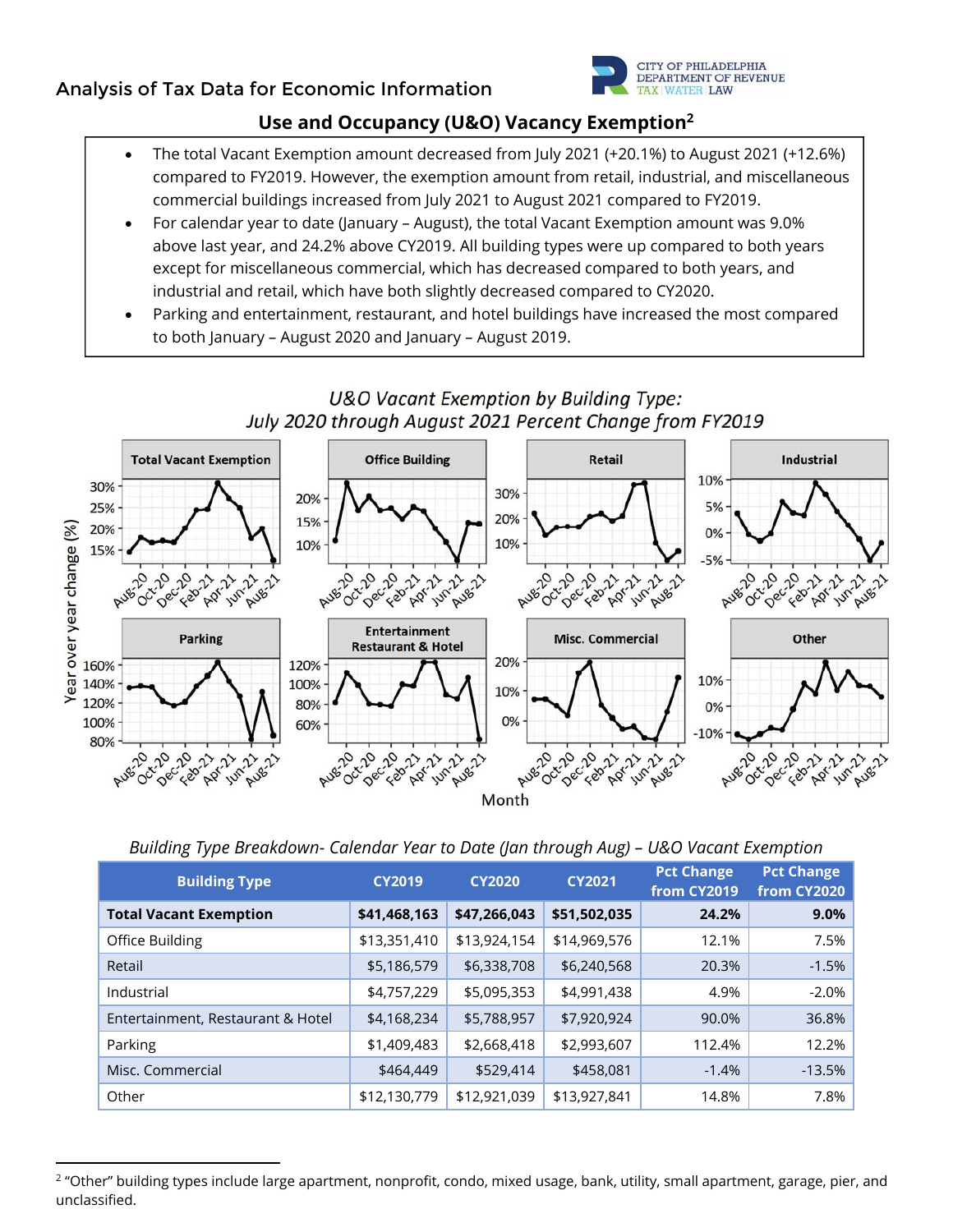## Analysis of Tax Data for Economic Information

### Use and Occupancy (U&O) Vacancy Exemption[2]

- The total Vacant Exemption amount decreased from July 2021 (+20.1%) to August 2021 (+12.6%) compared to FY2019. However, the exemption amount from retail, industrial, and miscellaneous commercial buildings increased from July 2021 to August 2021 compared to FY2019.
- For calendar year to date (January – August), the total Vacant Exemption amount was 9.0% above last year, and 24.2% above CY2019. All building types were up compared to both years except for miscellaneous commercial, which has decreased compared to both years, and industrial and retail, which have both slightly decreased compared to CY2020.
- Parking and entertainment, restaurant, and hotel buildings have increased the most compared to both January – August 2020 and January – August 2019.

*U&O Vacant Exemption by Building Type: July 2020 through August 2021 Percent Change from FY2019*

*Building Type Breakdown- Calendar Year to Date (Jan through Aug) – U&O Vacant Exemption*

| Building Type | CY2019 | CY2020 | CY2021 | Pct Change from CY2019 | Pct Change from CY2020 |
|---|---|---|---|---|---|
| **Total Vacant Exemption** | **$41,468,163** | **$47,266,043** | **$51,502,035** | **24.2%** | **9.0%** |
| Office Building | $13,351,410 | $13,924,154 | $14,969,576 | 12.1% | 7.5% |
| Retail | $5,186,579 | $6,338,708 | $6,240,568 | 20.3% | -1.5% |
| Industrial | $4,757,229 | $5,095,353 | $4,991,438 | 4.9% | -2.0% |
| Entertainment, Restaurant & Hotel | $4,168,234 | $5,788,957 | $7,920,924 | 90.0% | 36.8% |
| Parking | $1,409,483 | $2,668,418 | $2,993,607 | 112.4% | 12.2% |
| Misc. Commercial | $464,449 | $529,414 | $458,081 | -1.4% | -13.5% |
| Other | $12,130,779 | $12,921,039 | $13,927,841 | 14.8% | 7.8% |

[2] "Other" building types include large apartment, nonprofit, condo, mixed usage, bank, utility, small apartment, garage, pier, and unclassified.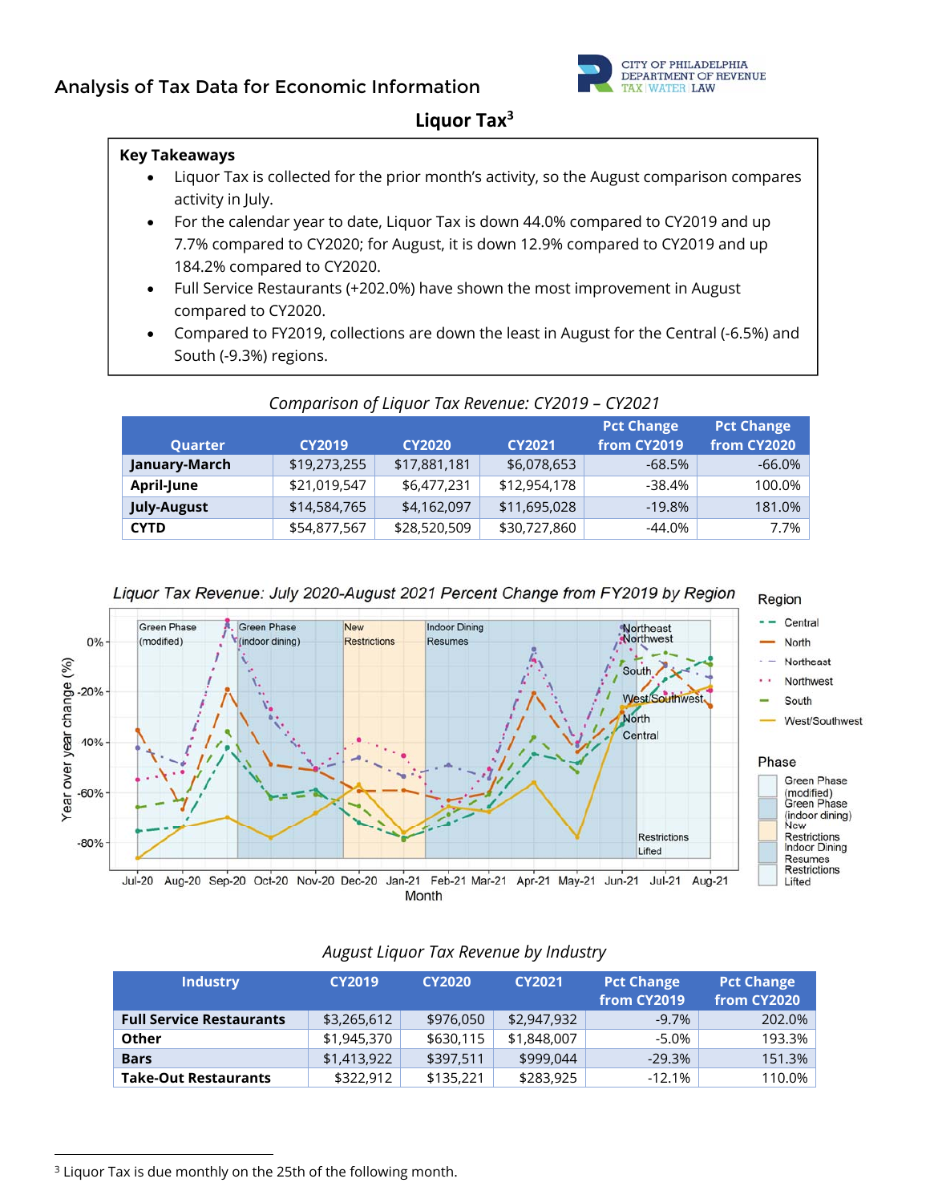Analysis of Tax Data for Economic Information

## Liquor Tax[3]

**Key Takeaways**

- Liquor Tax is collected for the prior month's activity, so the August comparison compares activity in July.
- For the calendar year to date, Liquor Tax is down 44.0% compared to CY2019 and up 7.7% compared to CY2020; for August, it is down 12.9% compared to CY2019 and up 184.2% compared to CY2020.
- Full Service Restaurants (+202.0%) have shown the most improvement in August compared to CY2020.
- Compared to FY2019, collections are down the least in August for the Central (-6.5%) and South (-9.3%) regions.

*Comparison of Liquor Tax Revenue: CY2019 – CY2021*

| Quarter | CY2019 | CY2020 | CY2021 | Pct Change from CY2019 | Pct Change from CY2020 |
|---|---|---|---|---|---|
| **January-March** | $19,273,255 | $17,881,181 | $6,078,653 | -68.5% | -66.0% |
| **April-June** | $21,019,547 | $6,477,231 | $12,954,178 | -38.4% | 100.0% |
| **July-August** | $14,584,765 | $4,162,097 | $11,695,028 | -19.8% | 181.0% |
| **CYTD** | $54,877,567 | $28,520,509 | $30,727,860 | -44.0% | 7.7% |

*Liquor Tax Revenue: July 2020-August 2021 Percent Change from FY2019 by Region*

Green Phase (modified)
Green Phase (indoor dining)
New Restrictions
Indoor Dining Resumes
Restrictions Lifted
Northeast
Northwest
South
West/Southwest
North
Central

Year over year change (%)
0%
-20%
-40%
-60%
-80%

Jul-20 Aug-20 Sep-20 Oct-20 Nov-20 Dec-20 Jan-21 Feb-21 Mar-21 Apr-21 May-21 Jun-21 Jul-21 Aug-21
Month

Region
Central
North
Northeast
Northwest
South
West/Southwest

Phase
Green Phase (modified)
Green Phase (indoor dining)
New Restrictions
Indoor Dining Resumes
Restrictions Lifted

*August Liquor Tax Revenue by Industry*

| Industry | CY2019 | CY2020 | CY2021 | Pct Change from CY2019 | Pct Change from CY2020 |
|---|---|---|---|---|---|
| **Full Service Restaurants** | $3,265,612 | $976,050 | $2,947,932 | -9.7% | 202.0% |
| **Other** | $1,945,370 | $630,115 | $1,848,007 | -5.0% | 193.3% |
| **Bars** | $1,413,922 | $397,511 | $999,044 | -29.3% | 151.3% |
| **Take-Out Restaurants** | $322,912 | $135,221 | $283,925 | -12.1% | 110.0% |

[3] Liquor Tax is due monthly on the 25th of the following month.